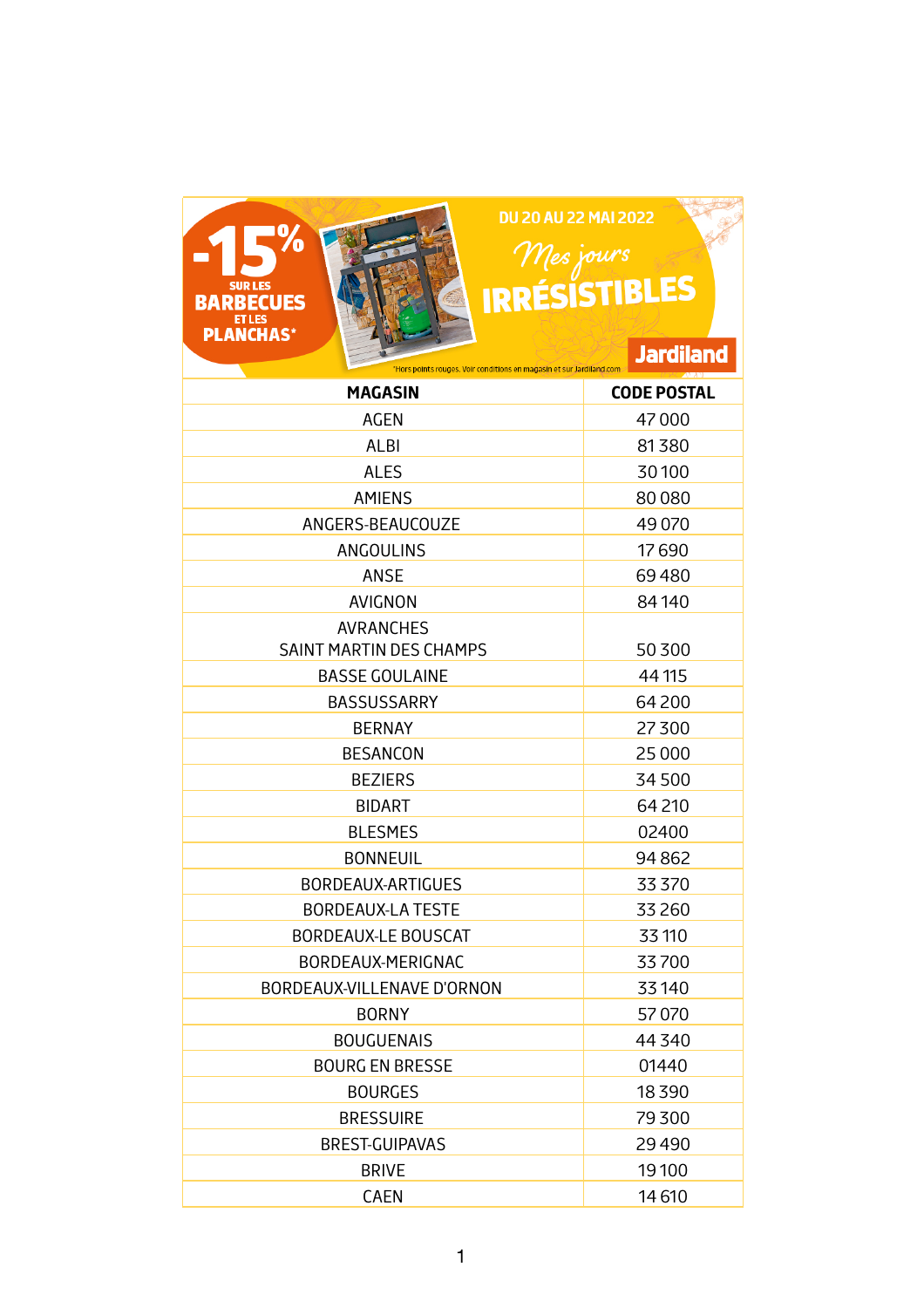-15% SUR LES BARBECUES ET LES PLANCHAS*

DU 20 AU 22 MAI 2022

Mes jours IRRÉSISTIBLES

Jardiland

*Hors points rouges. Voir conditions en magasin et sur Jardiland.com

| MAGASIN | CODE POSTAL |
|---|---|
| AGEN | 47 000 |
| ALBI | 81 380 |
| ALES | 30 100 |
| AMIENS | 80 080 |
| ANGERS-BEAUCOUZE | 49 070 |
| ANGOULINS | 17 690 |
| ANSE | 69 480 |
| AVIGNON | 84 140 |
| AVRANCHES SAINT MARTIN DES CHAMPS | 50 300 |
| BASSE GOULAINE | 44 115 |
| BASSUSSARRY | 64 200 |
| BERNAY | 27 300 |
| BESANCON | 25 000 |
| BEZIERS | 34 500 |
| BIDART | 64 210 |
| BLESMES | 02400 |
| BONNEUIL | 94 862 |
| BORDEAUX-ARTIGUES | 33 370 |
| BORDEAUX-LA TESTE | 33 260 |
| BORDEAUX-LE BOUSCAT | 33 110 |
| BORDEAUX-MERIGNAC | 33 700 |
| BORDEAUX-VILLENAVE D'ORNON | 33 140 |
| BORNY | 57 070 |
| BOUGUENAIS | 44 340 |
| BOURG EN BRESSE | 01440 |
| BOURGES | 18 390 |
| BRESSUIRE | 79 300 |
| BREST-GUIPAVAS | 29 490 |
| BRIVE | 19 100 |
| CAEN | 14 610 |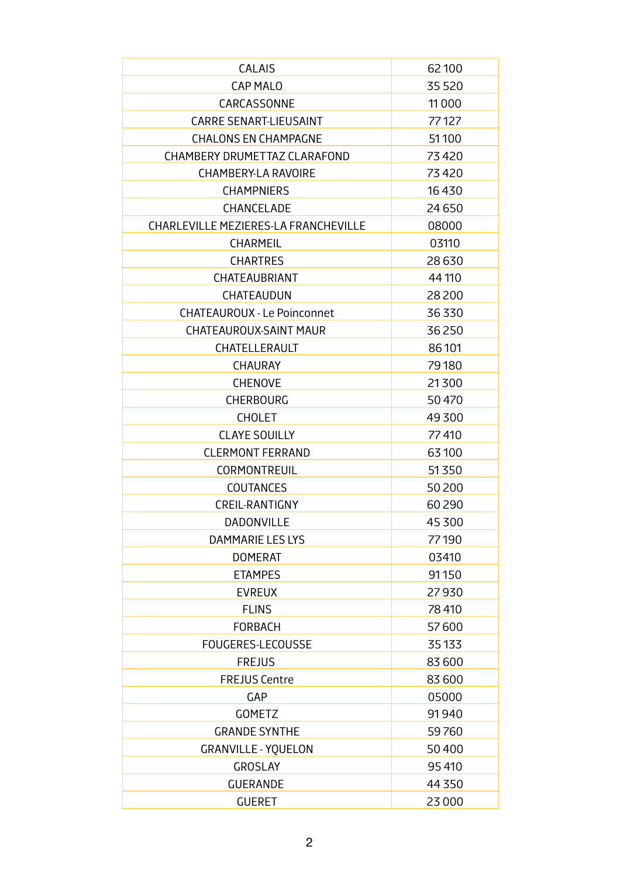| CALAIS | 62 100 |
|---|---|
| CAP MALO | 35 520 |
| CARCASSONNE | 11 000 |
| CARRE SENART-LIEUSAINT | 77 127 |
| CHALONS EN CHAMPAGNE | 51 100 |
| CHAMBERY DRUMETTAZ CLARAFOND | 73 420 |
| CHAMBERY-LA RAVOIRE | 73 420 |
| CHAMPNIERS | 16 430 |
| CHANCELADE | 24 650 |
| CHARLEVILLE MEZIERES-LA FRANCHEVILLE | 08000 |
| CHARMEIL | 03110 |
| CHARTRES | 28 630 |
| CHATEAUBRIANT | 44 110 |
| CHATEAUDUN | 28 200 |
| CHATEAUROUX - Le Poinconnet | 36 330 |
| CHATEAUROUX-SAINT MAUR | 36 250 |
| CHATELLERAULT | 86 101 |
| CHAURAY | 79 180 |
| CHENOVE | 21 300 |
| CHERBOURG | 50 470 |
| CHOLET | 49 300 |
| CLAYE SOUILLY | 77 410 |
| CLERMONT FERRAND | 63 100 |
| CORMONTREUIL | 51 350 |
| COUTANCES | 50 200 |
| CREIL-RANTIGNY | 60 290 |
| DADONVILLE | 45 300 |
| DAMMARIE LES LYS | 77 190 |
| DOMERAT | 03410 |
| ETAMPES | 91 150 |
| EVREUX | 27 930 |
| FLINS | 78 410 |
| FORBACH | 57 600 |
| FOUGERES-LECOUSSE | 35 133 |
| FREJUS | 83 600 |
| FREJUS Centre | 83 600 |
| GAP | 05000 |
| GOMETZ | 91 940 |
| GRANDE SYNTHE | 59 760 |
| GRANVILLE - YQUELON | 50 400 |
| GROSLAY | 95 410 |
| GUERANDE | 44 350 |
| GUERET | 23 000 |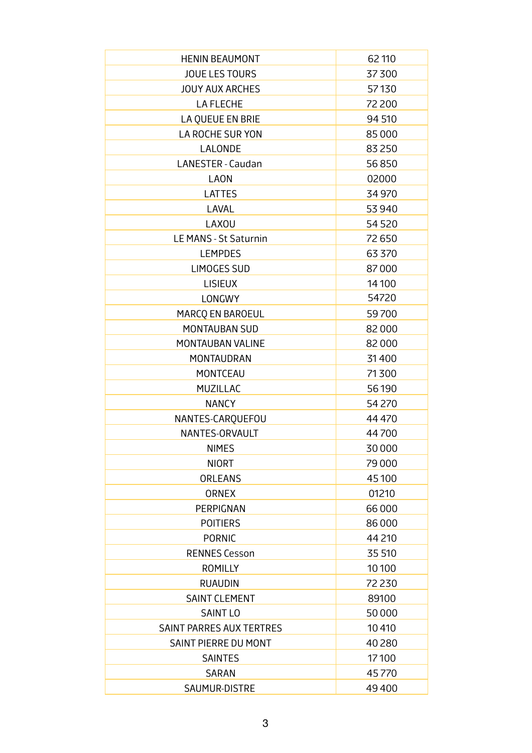| HENIN BEAUMONT | 62 110 |
|---|---|
| JOUE LES TOURS | 37 300 |
| JOUY AUX ARCHES | 57 130 |
| LA FLECHE | 72 200 |
| LA QUEUE EN BRIE | 94 510 |
| LA ROCHE SUR YON | 85 000 |
| LALONDE | 83 250 |
| LANESTER - Caudan | 56 850 |
| LAON | 02000 |
| LATTES | 34 970 |
| LAVAL | 53 940 |
| LAXOU | 54 520 |
| LE MANS - St Saturnin | 72 650 |
| LEMPDES | 63 370 |
| LIMOGES SUD | 87 000 |
| LISIEUX | 14 100 |
| LONGWY | 54720 |
| MARCQ EN BAROEUL | 59 700 |
| MONTAUBAN SUD | 82 000 |
| MONTAUBAN VALINE | 82 000 |
| MONTAUDRAN | 31 400 |
| MONTCEAU | 71 300 |
| MUZILLAC | 56 190 |
| NANCY | 54 270 |
| NANTES-CARQUEFOU | 44 470 |
| NANTES-ORVAULT | 44 700 |
| NIMES | 30 000 |
| NIORT | 79 000 |
| ORLEANS | 45 100 |
| ORNEX | 01210 |
| PERPIGNAN | 66 000 |
| POITIERS | 86 000 |
| PORNIC | 44 210 |
| RENNES Cesson | 35 510 |
| ROMILLY | 10 100 |
| RUAUDIN | 72 230 |
| SAINT CLEMENT | 89100 |
| SAINT LO | 50 000 |
| SAINT PARRES AUX TERTRES | 10 410 |
| SAINT PIERRE DU MONT | 40 280 |
| SAINTES | 17 100 |
| SARAN | 45 770 |
| SAUMUR-DISTRE | 49 400 |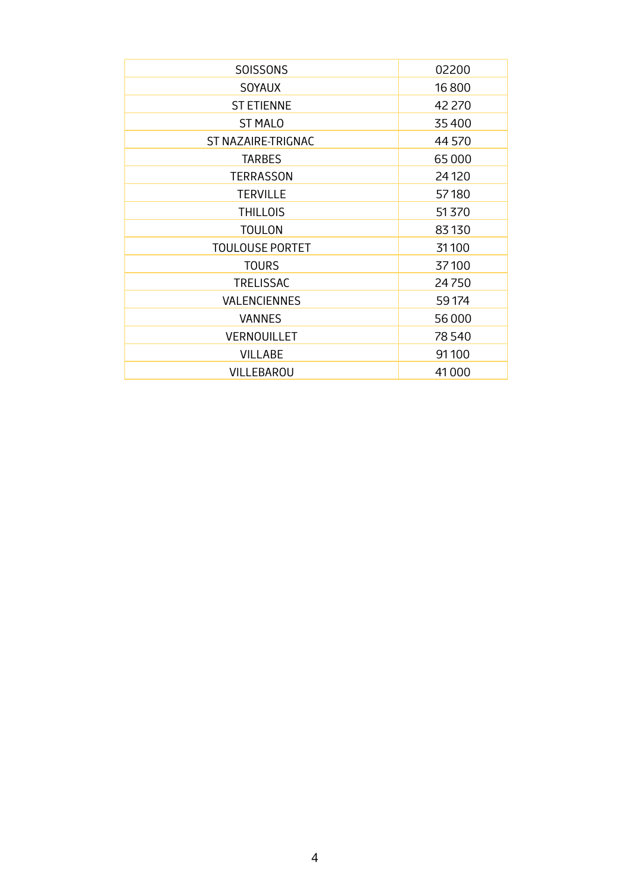| | |
|---|---|
| SOISSONS | 02200 |
| SOYAUX | 16 800 |
| ST ETIENNE | 42 270 |
| ST MALO | 35 400 |
| ST NAZAIRE-TRIGNAC | 44 570 |
| TARBES | 65 000 |
| TERRASSON | 24 120 |
| TERVILLE | 57 180 |
| THILLOIS | 51 370 |
| TOULON | 83 130 |
| TOULOUSE PORTET | 31 100 |
| TOURS | 37 100 |
| TRELISSAC | 24 750 |
| VALENCIENNES | 59 174 |
| VANNES | 56 000 |
| VERNOUILLET | 78 540 |
| VILLABE | 91 100 |
| VILLEBAROU | 41 000 |